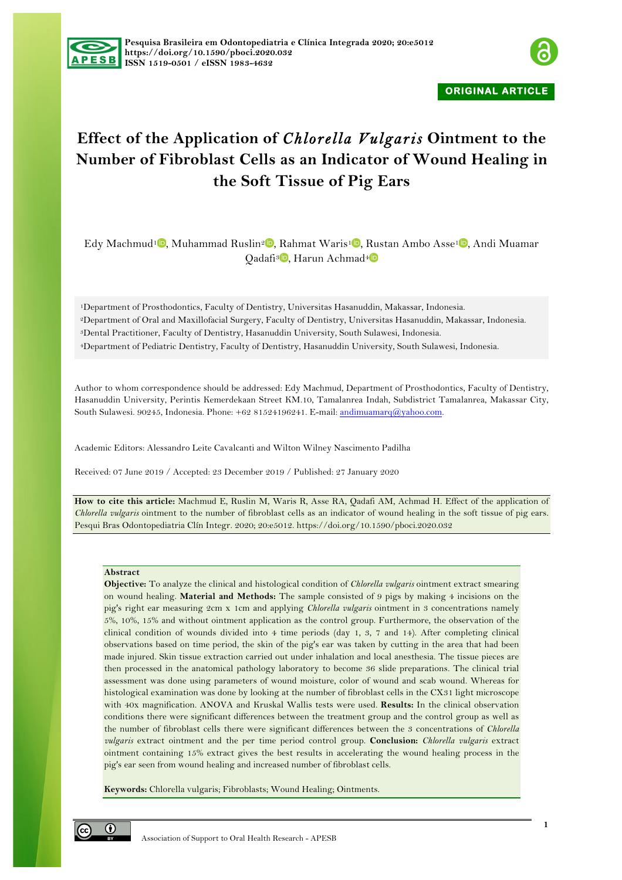ORIGINAL ARTICLE

# Effect of the Application of *Chlorella Vulgaris* Ointment to the Number of Fibroblast Cells as an Indicator of Wound Healing in the Soft Tissue of Pig Ears

Edy Machmud[1], Muhammad Ruslin[2], Rahmat Waris[1], Rustan Ambo Asse[1], Andi Muamar Qadafi[3], Harun Achmad[4]

[1]Department of Prosthodontics, Faculty of Dentistry, Universitas Hasanuddin, Makassar, Indonesia.
[2]Department of Oral and Maxillofacial Surgery, Faculty of Dentistry, Universitas Hasanuddin, Makassar, Indonesia.
[3]Dental Practitioner, Faculty of Dentistry, Hasanuddin University, South Sulawesi, Indonesia.
[4]Department of Pediatric Dentistry, Faculty of Dentistry, Hasanuddin University, South Sulawesi, Indonesia.

Author to whom correspondence should be addressed: Edy Machmud, Department of Prosthodontics, Faculty of Dentistry, Hasanuddin University, Perintis Kemerdekaan Street KM.10, Tamalanrea Indah, Subdistrict Tamalanrea, Makassar City, South Sulawesi. 90245, Indonesia. Phone: +62 81524196241. E-mail: andimuamarq@yahoo.com.

Academic Editors: Alessandro Leite Cavalcanti and Wilton Wilney Nascimento Padilha

Received: 07 June 2019 / Accepted: 23 December 2019 / Published: 27 January 2020

**How to cite this article:** Machmud E, Ruslin M, Waris R, Asse RA, Qadafi AM, Achmad H. Effect of the application of *Chlorella vulgaris* ointment to the number of fibroblast cells as an indicator of wound healing in the soft tissue of pig ears. Pesqui Bras Odontopediatria Clín Integr. 2020; 20:e5012. https://doi.org/10.1590/pboci.2020.032

**Abstract**

**Objective:** To analyze the clinical and histological condition of *Chlorella vulgaris* ointment extract smearing on wound healing. **Material and Methods:** The sample consisted of 9 pigs by making 4 incisions on the pig's right ear measuring 2cm x 1cm and applying *Chlorella vulgaris* ointment in 3 concentrations namely 5%, 10%, 15% and without ointment application as the control group. Furthermore, the observation of the clinical condition of wounds divided into 4 time periods (day 1, 3, 7 and 14). After completing clinical observations based on time period, the skin of the pig's ear was taken by cutting in the area that had been made injured. Skin tissue extraction carried out under inhalation and local anesthesia. The tissue pieces are then processed in the anatomical pathology laboratory to become 36 slide preparations. The clinical trial assessment was done using parameters of wound moisture, color of wound and scab wound. Whereas for histological examination was done by looking at the number of fibroblast cells in the CX31 light microscope with 40x magnification. ANOVA and Kruskal Wallis tests were used. **Results:** In the clinical observation conditions there were significant differences between the treatment group and the control group as well as the number of fibroblast cells there were significant differences between the 3 concentrations of *Chlorella vulgaris* extract ointment and the per time period control group. **Conclusion:** *Chlorella vulgaris* extract ointment containing 15% extract gives the best results in accelerating the wound healing process in the pig's ear seen from wound healing and increased number of fibroblast cells.

**Keywords:** Chlorella vulgaris; Fibroblasts; Wound Healing; Ointments.

Association of Support to Oral Health Research - APESB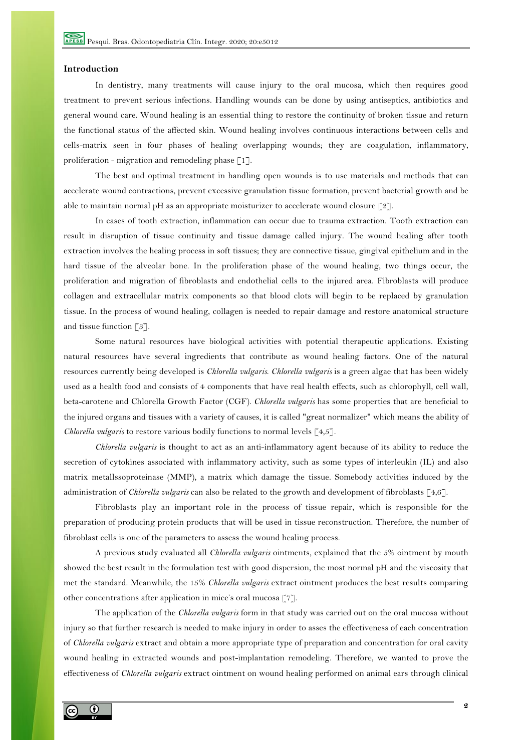## Introduction

In dentistry, many treatments will cause injury to the oral mucosa, which then requires good treatment to prevent serious infections. Handling wounds can be done by using antiseptics, antibiotics and general wound care. Wound healing is an essential thing to restore the continuity of broken tissue and return the functional status of the affected skin. Wound healing involves continuous interactions between cells and cells-matrix seen in four phases of healing overlapping wounds; they are coagulation, inflammatory, proliferation - migration and remodeling phase [1].

The best and optimal treatment in handling open wounds is to use materials and methods that can accelerate wound contractions, prevent excessive granulation tissue formation, prevent bacterial growth and be able to maintain normal pH as an appropriate moisturizer to accelerate wound closure [2].

In cases of tooth extraction, inflammation can occur due to trauma extraction. Tooth extraction can result in disruption of tissue continuity and tissue damage called injury. The wound healing after tooth extraction involves the healing process in soft tissues; they are connective tissue, gingival epithelium and in the hard tissue of the alveolar bone. In the proliferation phase of the wound healing, two things occur, the proliferation and migration of fibroblasts and endothelial cells to the injured area. Fibroblasts will produce collagen and extracellular matrix components so that blood clots will begin to be replaced by granulation tissue. In the process of wound healing, collagen is needed to repair damage and restore anatomical structure and tissue function [3].

Some natural resources have biological activities with potential therapeutic applications. Existing natural resources have several ingredients that contribute as wound healing factors. One of the natural resources currently being developed is *Chlorella vulgaris*. *Chlorella vulgaris* is a green algae that has been widely used as a health food and consists of 4 components that have real health effects, such as chlorophyll, cell wall, beta-carotene and Chlorella Growth Factor (CGF). *Chlorella vulgaris* has some properties that are beneficial to the injured organs and tissues with a variety of causes, it is called "great normalizer" which means the ability of *Chlorella vulgaris* to restore various bodily functions to normal levels [4,5].

*Chlorella vulgaris* is thought to act as an anti-inflammatory agent because of its ability to reduce the secretion of cytokines associated with inflammatory activity, such as some types of interleukin (IL) and also matrix metallssoproteinase (MMP), a matrix which damage the tissue. Somebody activities induced by the administration of *Chlorella vulgaris* can also be related to the growth and development of fibroblasts [4,6].

Fibroblasts play an important role in the process of tissue repair, which is responsible for the preparation of producing protein products that will be used in tissue reconstruction. Therefore, the number of fibroblast cells is one of the parameters to assess the wound healing process.

A previous study evaluated all *Chlorella vulgaris* ointments, explained that the 5% ointment by mouth showed the best result in the formulation test with good dispersion, the most normal pH and the viscosity that met the standard. Meanwhile, the 15% *Chlorella vulgaris* extract ointment produces the best results comparing other concentrations after application in mice's oral mucosa [7].

The application of the *Chlorella vulgaris* form in that study was carried out on the oral mucosa without injury so that further research is needed to make injury in order to asses the effectiveness of each concentration of *Chlorella vulgaris* extract and obtain a more appropriate type of preparation and concentration for oral cavity wound healing in extracted wounds and post-implantation remodeling. Therefore, we wanted to prove the effectiveness of *Chlorella vulgaris* extract ointment on wound healing performed on animal ears through clinical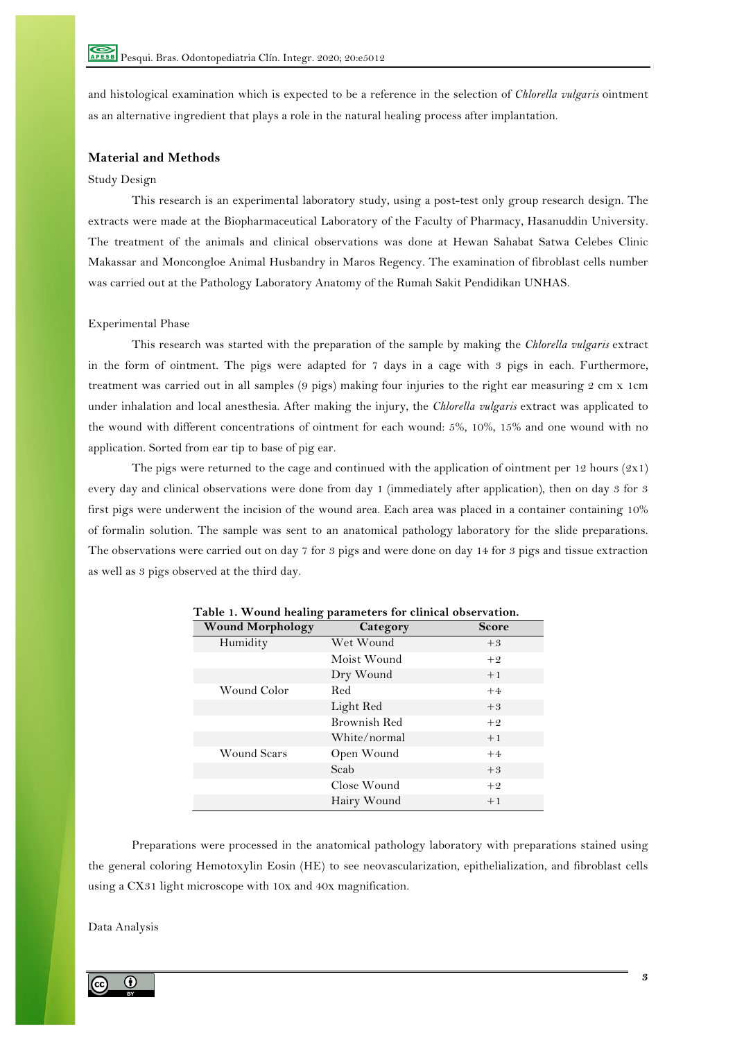and histological examination which is expected to be a reference in the selection of *Chlorella vulgaris* ointment as an alternative ingredient that plays a role in the natural healing process after implantation.

## Material and Methods

Study Design

This research is an experimental laboratory study, using a post-test only group research design. The extracts were made at the Biopharmaceutical Laboratory of the Faculty of Pharmacy, Hasanuddin University. The treatment of the animals and clinical observations was done at Hewan Sahabat Satwa Celebes Clinic Makassar and Moncongloe Animal Husbandry in Maros Regency. The examination of fibroblast cells number was carried out at the Pathology Laboratory Anatomy of the Rumah Sakit Pendidikan UNHAS.

Experimental Phase

This research was started with the preparation of the sample by making the *Chlorella vulgaris* extract in the form of ointment. The pigs were adapted for 7 days in a cage with 3 pigs in each. Furthermore, treatment was carried out in all samples (9 pigs) making four injuries to the right ear measuring 2 cm x 1cm under inhalation and local anesthesia. After making the injury, the *Chlorella vulgaris* extract was applicated to the wound with different concentrations of ointment for each wound: 5%, 10%, 15% and one wound with no application. Sorted from ear tip to base of pig ear.

The pigs were returned to the cage and continued with the application of ointment per 12 hours (2x1) every day and clinical observations were done from day 1 (immediately after application), then on day 3 for 3 first pigs were underwent the incision of the wound area. Each area was placed in a container containing 10% of formalin solution. The sample was sent to an anatomical pathology laboratory for the slide preparations. The observations were carried out on day 7 for 3 pigs and were done on day 14 for 3 pigs and tissue extraction as well as 3 pigs observed at the third day.

**Table 1. Wound healing parameters for clinical observation.**

| Wound Morphology | Category | Score |
|---|---|---|
| Humidity | Wet Wound | +3 |
| | Moist Wound | +2 |
| | Dry Wound | +1 |
| Wound Color | Red | +4 |
| | Light Red | +3 |
| | Brownish Red | +2 |
| | White/normal | +1 |
| Wound Scars | Open Wound | +4 |
| | Scab | +3 |
| | Close Wound | +2 |
| | Hairy Wound | +1 |

Preparations were processed in the anatomical pathology laboratory with preparations stained using the general coloring Hemotoxylin Eosin (HE) to see neovascularization, epithelialization, and fibroblast cells using a CX31 light microscope with 10x and 40x magnification.

Data Analysis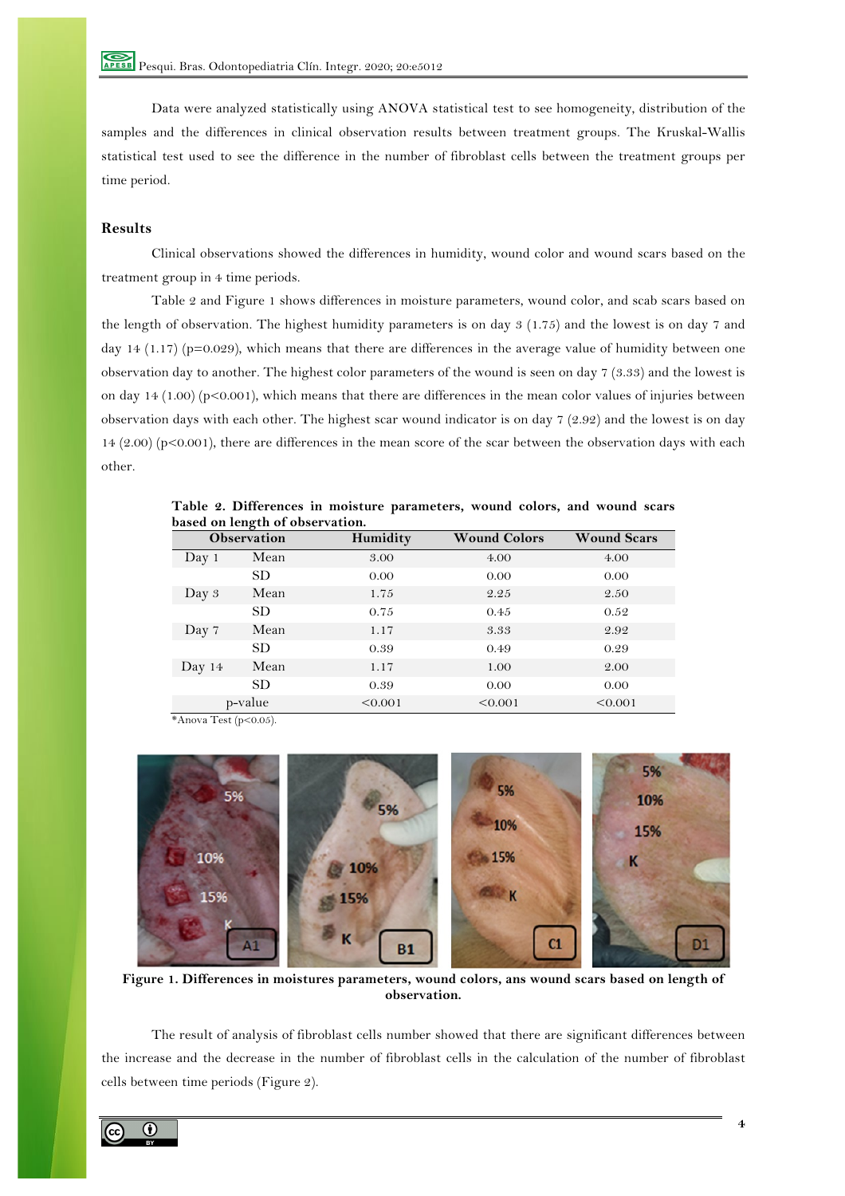Data were analyzed statistically using ANOVA statistical test to see homogeneity, distribution of the samples and the differences in clinical observation results between treatment groups. The Kruskal-Wallis statistical test used to see the difference in the number of fibroblast cells between the treatment groups per time period.

## Results

Clinical observations showed the differences in humidity, wound color and wound scars based on the treatment group in 4 time periods.

Table 2 and Figure 1 shows differences in moisture parameters, wound color, and scab scars based on the length of observation. The highest humidity parameters is on day 3 (1.75) and the lowest is on day 7 and day 14 (1.17) (p=0.029), which means that there are differences in the average value of humidity between one observation day to another. The highest color parameters of the wound is seen on day 7 (3.33) and the lowest is on day 14 (1.00) (p<0.001), which means that there are differences in the mean color values of injuries between observation days with each other. The highest scar wound indicator is on day 7 (2.92) and the lowest is on day 14 (2.00) (p<0.001), there are differences in the mean score of the scar between the observation days with each other.

**Table 2. Differences in moisture parameters, wound colors, and wound scars based on length of observation.**

| Observation | | Humidity | Wound Colors | Wound Scars |
|---|---|---|---|---|
| Day 1 | Mean | 3.00 | 4.00 | 4.00 |
| | SD | 0.00 | 0.00 | 0.00 |
| Day 3 | Mean | 1.75 | 2.25 | 2.50 |
| | SD | 0.75 | 0.45 | 0.52 |
| Day 7 | Mean | 1.17 | 3.33 | 2.92 |
| | SD | 0.39 | 0.49 | 0.29 |
| Day 14 | Mean | 1.17 | 1.00 | 2.00 |
| | SD | 0.39 | 0.00 | 0.00 |
| p-value | | <0.001 | <0.001 | <0.001 |

*Anova Test (p<0.05).

**Figure 1. Differences in moistures parameters, wound colors, ans wound scars based on length of observation.**

The result of analysis of fibroblast cells number showed that there are significant differences between the increase and the decrease in the number of fibroblast cells in the calculation of the number of fibroblast cells between time periods (Figure 2).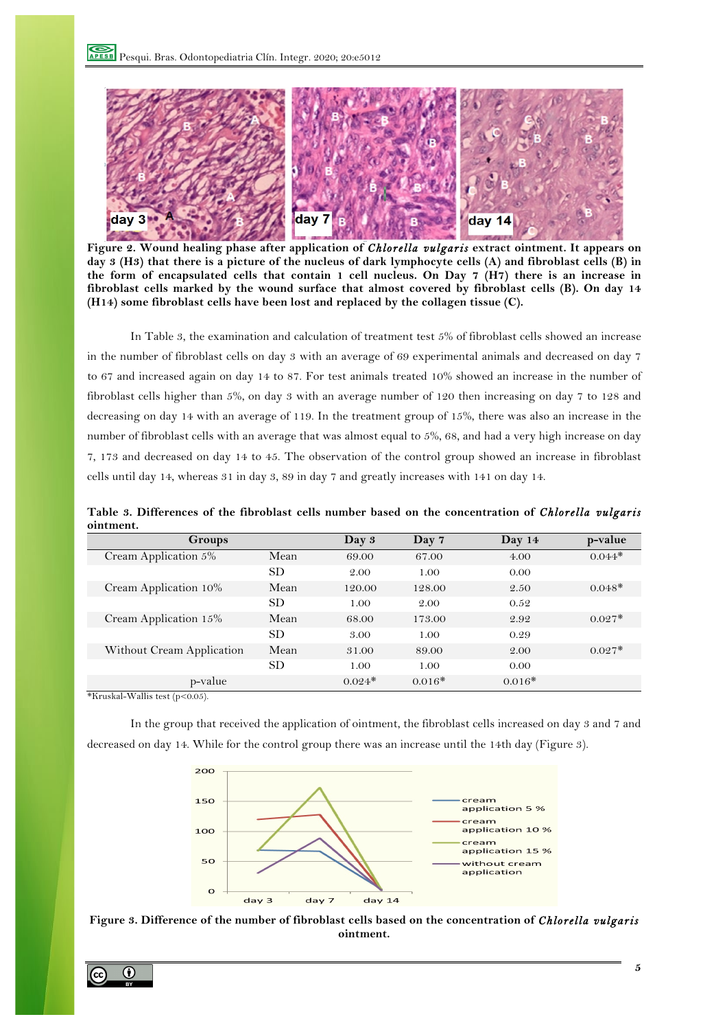**Figure 2. Wound healing phase after application of *Chlorella vulgaris* extract ointment. It appears on day 3 (H3) that there is a picture of the nucleus of dark lymphocyte cells (A) and fibroblast cells (B) in the form of encapsulated cells that contain 1 cell nucleus. On Day 7 (H7) there is an increase in fibroblast cells marked by the wound surface that almost covered by fibroblast cells (B). On day 14 (H14) some fibroblast cells have been lost and replaced by the collagen tissue (C).**

In Table 3, the examination and calculation of treatment test 5% of fibroblast cells showed an increase in the number of fibroblast cells on day 3 with an average of 69 experimental animals and decreased on day 7 to 67 and increased again on day 14 to 87. For test animals treated 10% showed an increase in the number of fibroblast cells higher than 5%, on day 3 with an average number of 120 then increasing on day 7 to 128 and decreasing on day 14 with an average of 119. In the treatment group of 15%, there was also an increase in the number of fibroblast cells with an average that was almost equal to 5%, 68, and had a very high increase on day 7, 173 and decreased on day 14 to 45. The observation of the control group showed an increase in fibroblast cells until day 14, whereas 31 in day 3, 89 in day 7 and greatly increases with 141 on day 14.

**Table 3. Differences of the fibroblast cells number based on the concentration of *Chlorella vulgaris* ointment.**

| Groups | | Day 3 | Day 7 | Day 14 | p-value |
|---|---|---|---|---|---|
| Cream Application 5% | Mean | 69.00 | 67.00 | 4.00 | 0.044* |
| | SD | 2.00 | 1.00 | 0.00 | |
| Cream Application 10% | Mean | 120.00 | 128.00 | 2.50 | 0.048* |
| | SD | 1.00 | 2.00 | 0.52 | |
| Cream Application 15% | Mean | 68.00 | 173.00 | 2.92 | 0.027* |
| | SD | 3.00 | 1.00 | 0.29 | |
| Without Cream Application | Mean | 31.00 | 89.00 | 2.00 | 0.027* |
| | SD | 1.00 | 1.00 | 0.00 | |
| p-value | | 0.024* | 0.016* | 0.016* | |

*Kruskal-Wallis test ($p<0.05$).

In the group that received the application of ointment, the fibroblast cells increased on day 3 and 7 and decreased on day 14. While for the control group there was an increase until the 14th day (Figure 3).

**Figure 3. Difference of the number of fibroblast cells based on the concentration of *Chlorella vulgaris* ointment.**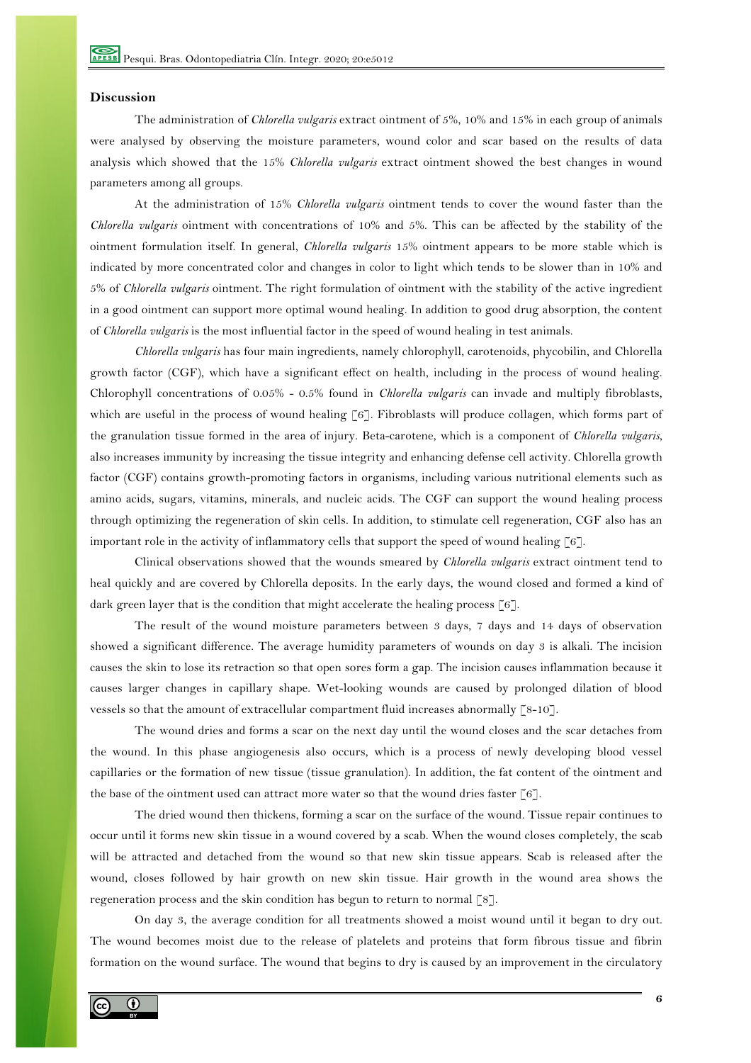## Discussion

The administration of *Chlorella vulgaris* extract ointment of 5%, 10% and 15% in each group of animals were analysed by observing the moisture parameters, wound color and scar based on the results of data analysis which showed that the 15% *Chlorella vulgaris* extract ointment showed the best changes in wound parameters among all groups.

At the administration of 15% *Chlorella vulgaris* ointment tends to cover the wound faster than the *Chlorella vulgaris* ointment with concentrations of 10% and 5%. This can be affected by the stability of the ointment formulation itself. In general, *Chlorella vulgaris* 15% ointment appears to be more stable which is indicated by more concentrated color and changes in color to light which tends to be slower than in 10% and 5% of *Chlorella vulgaris* ointment. The right formulation of ointment with the stability of the active ingredient in a good ointment can support more optimal wound healing. In addition to good drug absorption, the content of *Chlorella vulgaris* is the most influential factor in the speed of wound healing in test animals.

*Chlorella vulgaris* has four main ingredients, namely chlorophyll, carotenoids, phycobilin, and Chlorella growth factor (CGF), which have a significant effect on health, including in the process of wound healing. Chlorophyll concentrations of 0.05% - 0.5% found in *Chlorella vulgaris* can invade and multiply fibroblasts, which are useful in the process of wound healing [6]. Fibroblasts will produce collagen, which forms part of the granulation tissue formed in the area of injury. Beta-carotene, which is a component of *Chlorella vulgaris*, also increases immunity by increasing the tissue integrity and enhancing defense cell activity. Chlorella growth factor (CGF) contains growth-promoting factors in organisms, including various nutritional elements such as amino acids, sugars, vitamins, minerals, and nucleic acids. The CGF can support the wound healing process through optimizing the regeneration of skin cells. In addition, to stimulate cell regeneration, CGF also has an important role in the activity of inflammatory cells that support the speed of wound healing [6].

Clinical observations showed that the wounds smeared by *Chlorella vulgaris* extract ointment tend to heal quickly and are covered by Chlorella deposits. In the early days, the wound closed and formed a kind of dark green layer that is the condition that might accelerate the healing process [6].

The result of the wound moisture parameters between 3 days, 7 days and 14 days of observation showed a significant difference. The average humidity parameters of wounds on day 3 is alkali. The incision causes the skin to lose its retraction so that open sores form a gap. The incision causes inflammation because it causes larger changes in capillary shape. Wet-looking wounds are caused by prolonged dilation of blood vessels so that the amount of extracellular compartment fluid increases abnormally [8-10].

The wound dries and forms a scar on the next day until the wound closes and the scar detaches from the wound. In this phase angiogenesis also occurs, which is a process of newly developing blood vessel capillaries or the formation of new tissue (tissue granulation). In addition, the fat content of the ointment and the base of the ointment used can attract more water so that the wound dries faster [6].

The dried wound then thickens, forming a scar on the surface of the wound. Tissue repair continues to occur until it forms new skin tissue in a wound covered by a scab. When the wound closes completely, the scab will be attracted and detached from the wound so that new skin tissue appears. Scab is released after the wound, closes followed by hair growth on new skin tissue. Hair growth in the wound area shows the regeneration process and the skin condition has begun to return to normal [8].

On day 3, the average condition for all treatments showed a moist wound until it began to dry out. The wound becomes moist due to the release of platelets and proteins that form fibrous tissue and fibrin formation on the wound surface. The wound that begins to dry is caused by an improvement in the circulatory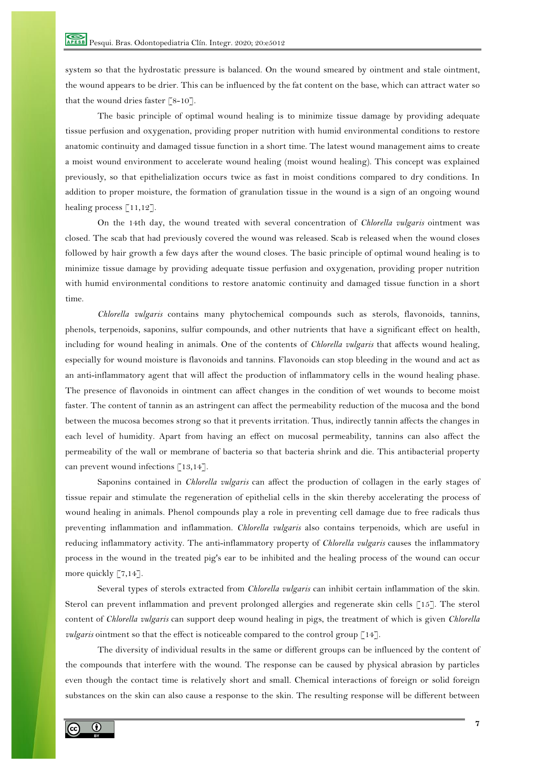system so that the hydrostatic pressure is balanced. On the wound smeared by ointment and stale ointment, the wound appears to be drier. This can be influenced by the fat content on the base, which can attract water so that the wound dries faster [8-10].

The basic principle of optimal wound healing is to minimize tissue damage by providing adequate tissue perfusion and oxygenation, providing proper nutrition with humid environmental conditions to restore anatomic continuity and damaged tissue function in a short time. The latest wound management aims to create a moist wound environment to accelerate wound healing (moist wound healing). This concept was explained previously, so that epithelialization occurs twice as fast in moist conditions compared to dry conditions. In addition to proper moisture, the formation of granulation tissue in the wound is a sign of an ongoing wound healing process [11,12].

On the 14th day, the wound treated with several concentration of *Chlorella vulgaris* ointment was closed. The scab that had previously covered the wound was released. Scab is released when the wound closes followed by hair growth a few days after the wound closes. The basic principle of optimal wound healing is to minimize tissue damage by providing adequate tissue perfusion and oxygenation, providing proper nutrition with humid environmental conditions to restore anatomic continuity and damaged tissue function in a short time.

*Chlorella vulgaris* contains many phytochemical compounds such as sterols, flavonoids, tannins, phenols, terpenoids, saponins, sulfur compounds, and other nutrients that have a significant effect on health, including for wound healing in animals. One of the contents of *Chlorella vulgaris* that affects wound healing, especially for wound moisture is flavonoids and tannins. Flavonoids can stop bleeding in the wound and act as an anti-inflammatory agent that will affect the production of inflammatory cells in the wound healing phase. The presence of flavonoids in ointment can affect changes in the condition of wet wounds to become moist faster. The content of tannin as an astringent can affect the permeability reduction of the mucosa and the bond between the mucosa becomes strong so that it prevents irritation. Thus, indirectly tannin affects the changes in each level of humidity. Apart from having an effect on mucosal permeability, tannins can also affect the permeability of the wall or membrane of bacteria so that bacteria shrink and die. This antibacterial property can prevent wound infections [13,14].

Saponins contained in *Chlorella vulgaris* can affect the production of collagen in the early stages of tissue repair and stimulate the regeneration of epithelial cells in the skin thereby accelerating the process of wound healing in animals. Phenol compounds play a role in preventing cell damage due to free radicals thus preventing inflammation and inflammation. *Chlorella vulgaris* also contains terpenoids, which are useful in reducing inflammatory activity. The anti-inflammatory property of *Chlorella vulgaris* causes the inflammatory process in the wound in the treated pig's ear to be inhibited and the healing process of the wound can occur more quickly [7,14].

Several types of sterols extracted from *Chlorella vulgaris* can inhibit certain inflammation of the skin. Sterol can prevent inflammation and prevent prolonged allergies and regenerate skin cells [15]. The sterol content of *Chlorella vulgaris* can support deep wound healing in pigs, the treatment of which is given *Chlorella vulgaris* ointment so that the effect is noticeable compared to the control group [14].

The diversity of individual results in the same or different groups can be influenced by the content of the compounds that interfere with the wound. The response can be caused by physical abrasion by particles even though the contact time is relatively short and small. Chemical interactions of foreign or solid foreign substances on the skin can also cause a response to the skin. The resulting response will be different between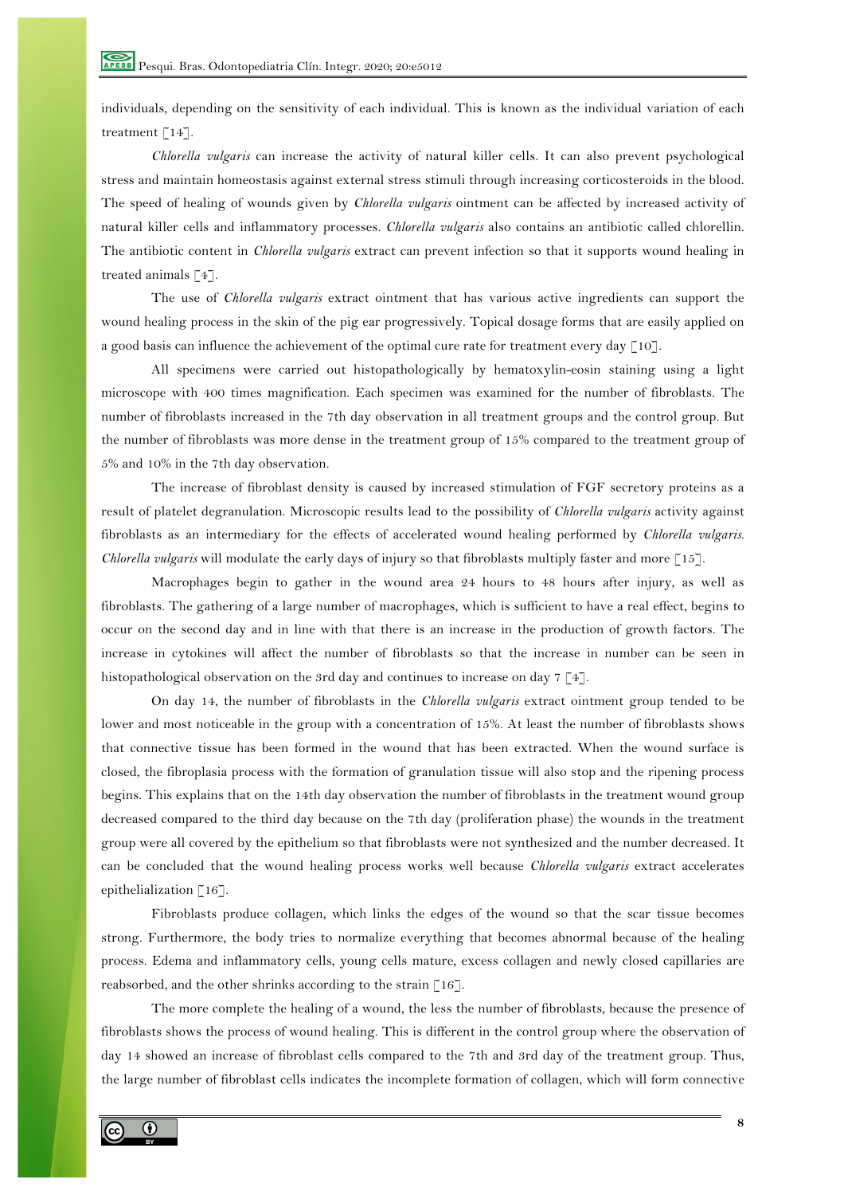individuals, depending on the sensitivity of each individual. This is known as the individual variation of each treatment [14].

*Chlorella vulgaris* can increase the activity of natural killer cells. It can also prevent psychological stress and maintain homeostasis against external stress stimuli through increasing corticosteroids in the blood. The speed of healing of wounds given by *Chlorella vulgaris* ointment can be affected by increased activity of natural killer cells and inflammatory processes. *Chlorella vulgaris* also contains an antibiotic called chlorellin. The antibiotic content in *Chlorella vulgaris* extract can prevent infection so that it supports wound healing in treated animals [4].

The use of *Chlorella vulgaris* extract ointment that has various active ingredients can support the wound healing process in the skin of the pig ear progressively. Topical dosage forms that are easily applied on a good basis can influence the achievement of the optimal cure rate for treatment every day [10].

All specimens were carried out histopathologically by hematoxylin-eosin staining using a light microscope with 400 times magnification. Each specimen was examined for the number of fibroblasts. The number of fibroblasts increased in the 7th day observation in all treatment groups and the control group. But the number of fibroblasts was more dense in the treatment group of 15% compared to the treatment group of 5% and 10% in the 7th day observation.

The increase of fibroblast density is caused by increased stimulation of FGF secretory proteins as a result of platelet degranulation. Microscopic results lead to the possibility of *Chlorella vulgaris* activity against fibroblasts as an intermediary for the effects of accelerated wound healing performed by *Chlorella vulgaris*. *Chlorella vulgaris* will modulate the early days of injury so that fibroblasts multiply faster and more [15].

Macrophages begin to gather in the wound area 24 hours to 48 hours after injury, as well as fibroblasts. The gathering of a large number of macrophages, which is sufficient to have a real effect, begins to occur on the second day and in line with that there is an increase in the production of growth factors. The increase in cytokines will affect the number of fibroblasts so that the increase in number can be seen in histopathological observation on the 3rd day and continues to increase on day 7 [4].

On day 14, the number of fibroblasts in the *Chlorella vulgaris* extract ointment group tended to be lower and most noticeable in the group with a concentration of 15%. At least the number of fibroblasts shows that connective tissue has been formed in the wound that has been extracted. When the wound surface is closed, the fibroplasia process with the formation of granulation tissue will also stop and the ripening process begins. This explains that on the 14th day observation the number of fibroblasts in the treatment wound group decreased compared to the third day because on the 7th day (proliferation phase) the wounds in the treatment group were all covered by the epithelium so that fibroblasts were not synthesized and the number decreased. It can be concluded that the wound healing process works well because *Chlorella vulgaris* extract accelerates epithelialization [16].

Fibroblasts produce collagen, which links the edges of the wound so that the scar tissue becomes strong. Furthermore, the body tries to normalize everything that becomes abnormal because of the healing process. Edema and inflammatory cells, young cells mature, excess collagen and newly closed capillaries are reabsorbed, and the other shrinks according to the strain [16].

The more complete the healing of a wound, the less the number of fibroblasts, because the presence of fibroblasts shows the process of wound healing. This is different in the control group where the observation of day 14 showed an increase of fibroblast cells compared to the 7th and 3rd day of the treatment group. Thus, the large number of fibroblast cells indicates the incomplete formation of collagen, which will form connective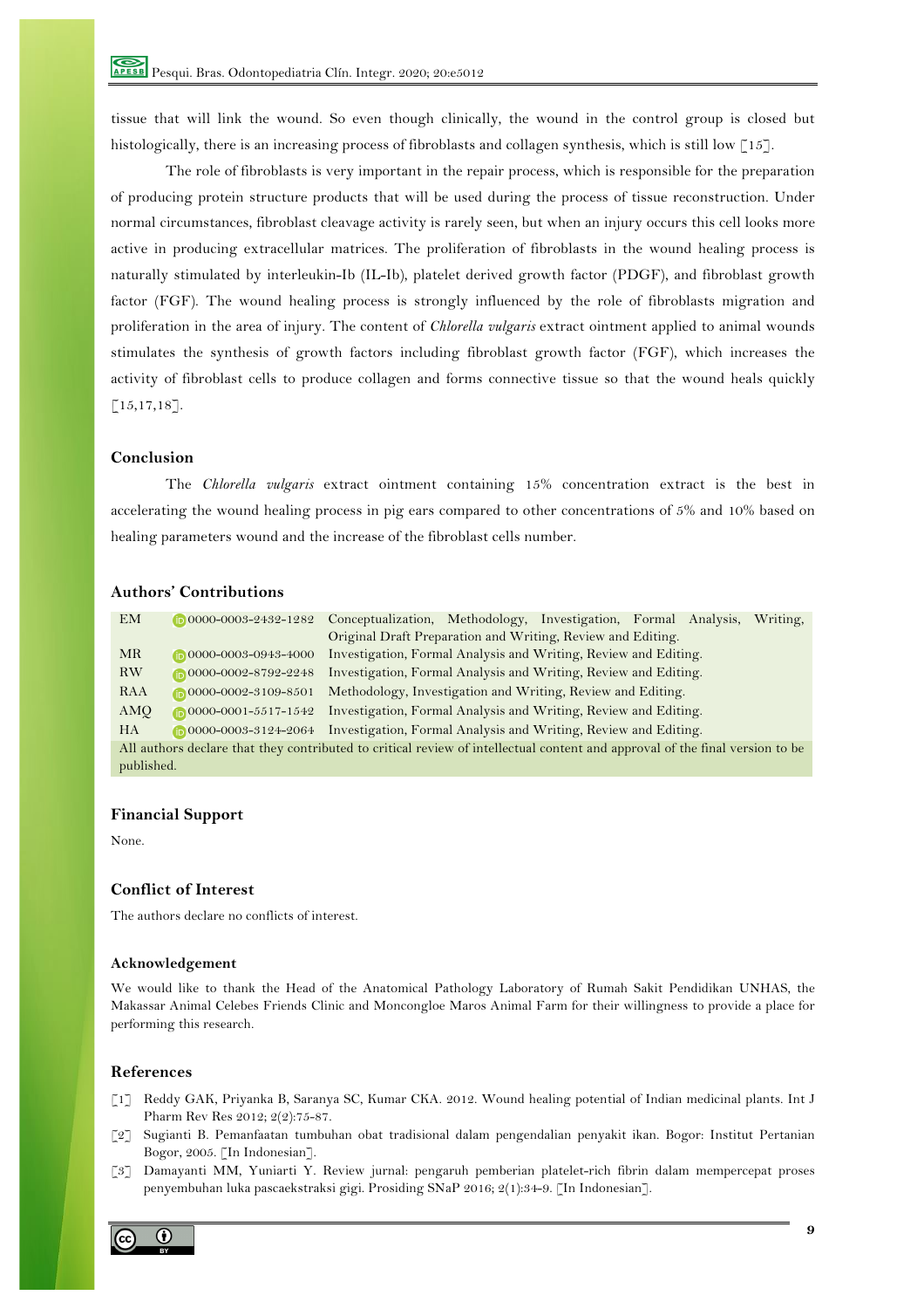tissue that will link the wound. So even though clinically, the wound in the control group is closed but histologically, there is an increasing process of fibroblasts and collagen synthesis, which is still low [15].

The role of fibroblasts is very important in the repair process, which is responsible for the preparation of producing protein structure products that will be used during the process of tissue reconstruction. Under normal circumstances, fibroblast cleavage activity is rarely seen, but when an injury occurs this cell looks more active in producing extracellular matrices. The proliferation of fibroblasts in the wound healing process is naturally stimulated by interleukin-Ib (IL-Ib), platelet derived growth factor (PDGF), and fibroblast growth factor (FGF). The wound healing process is strongly influenced by the role of fibroblasts migration and proliferation in the area of injury. The content of *Chlorella vulgaris* extract ointment applied to animal wounds stimulates the synthesis of growth factors including fibroblast growth factor (FGF), which increases the activity of fibroblast cells to produce collagen and forms connective tissue so that the wound heals quickly [15,17,18].

## Conclusion

The *Chlorella vulgaris* extract ointment containing 15% concentration extract is the best in accelerating the wound healing process in pig ears compared to other concentrations of 5% and 10% based on healing parameters wound and the increase of the fibroblast cells number.

## Authors' Contributions

| | | |
|---|---|---|
| EM | 0000-0003-2432-1282 | Conceptualization, Methodology, Investigation, Formal Analysis, Writing, Original Draft Preparation and Writing, Review and Editing. |
| MR | 0000-0003-0943-4000 | Investigation, Formal Analysis and Writing, Review and Editing. |
| RW | 0000-0002-8792-2248 | Investigation, Formal Analysis and Writing, Review and Editing. |
| RAA | 0000-0002-3109-8501 | Methodology, Investigation and Writing, Review and Editing. |
| AMQ | 0000-0001-5517-1542 | Investigation, Formal Analysis and Writing, Review and Editing. |
| HA | 0000-0003-3124-2064 | Investigation, Formal Analysis and Writing, Review and Editing. |

All authors declare that they contributed to critical review of intellectual content and approval of the final version to be published.

## Financial Support

None.

## Conflict of Interest

The authors declare no conflicts of interest.

### Acknowledgement

We would like to thank the Head of the Anatomical Pathology Laboratory of Rumah Sakit Pendidikan UNHAS, the Makassar Animal Celebes Friends Clinic and Moncongloe Maros Animal Farm for their willingness to provide a place for performing this research.

## References

[1] Reddy GAK, Priyanka B, Saranya SC, Kumar CKA. 2012. Wound healing potential of Indian medicinal plants. Int J Pharm Rev Res 2012; 2(2):75-87.

[2] Sugianti B. Pemanfaatan tumbuhan obat tradisional dalam pengendalian penyakit ikan. Bogor: Institut Pertanian Bogor, 2005. [In Indonesian].

[3] Damayanti MM, Yuniarti Y. Review jurnal: pengaruh pemberian platelet-rich fibrin dalam mempercepat proses penyembuhan luka pascaekstraksi gigi. Prosiding SNaP 2016; 2(1):34-9. [In Indonesian].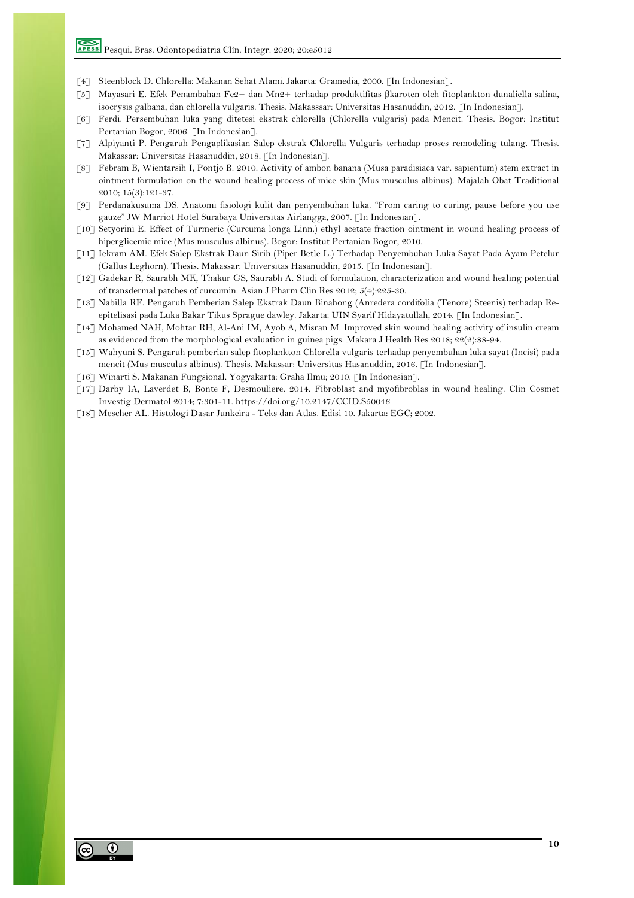[4] Steenblock D. Chlorella: Makanan Sehat Alami. Jakarta: Gramedia, 2000. [In Indonesian].

[5] Mayasari E. Efek Penambahan $Fe2+$ dan $Mn2+$ terhadap produktifitas βkaroten oleh fitoplankton dunaliella salina, isocrysis galbana, dan chlorella vulgaris. Thesis. Makasssar: Universitas Hasanuddin, 2012. [In Indonesian].

[6] Ferdi. Persembuhan luka yang ditetesi ekstrak chlorella (Chlorella vulgaris) pada Mencit. Thesis. Bogor: Institut Pertanian Bogor, 2006. [In Indonesian].

[7] Alpiyanti P. Pengaruh Pengaplikasian Salep ekstrak Chlorella Vulgaris terhadap proses remodeling tulang. Thesis. Makassar: Universitas Hasanuddin, 2018. [In Indonesian].

[8] Febram B, Wientarsih I, Pontjo B. 2010. Activity of ambon banana (Musa paradisiaca var. sapientum) stem extract in ointment formulation on the wound healing process of mice skin (Mus musculus albinus). Majalah Obat Traditional 2010; 15(3):121-37.

[9] Perdanakusuma DS. Anatomi fisiologi kulit dan penyembuhan luka. "From caring to curing, pause before you use gauze" JW Marriot Hotel Surabaya Universitas Airlangga, 2007. [In Indonesian].

[10] Setyorini E. Effect of Turmeric (Curcuma longa Linn.) ethyl acetate fraction ointment in wound healing process of hiperglicemic mice (Mus musculus albinus). Bogor: Institut Pertanian Bogor, 2010.

[11] Iekram AM. Efek Salep Ekstrak Daun Sirih (Piper Betle L.) Terhadap Penyembuhan Luka Sayat Pada Ayam Petelur (Gallus Leghorn). Thesis. Makassar: Universitas Hasanuddin, 2015. [In Indonesian].

[12] Gadekar R, Saurabh MK, Thakur GS, Saurabh A. Studi of formulation, characterization and wound healing potential of transdermal patches of curcumin. Asian J Pharm Clin Res 2012; 5(4):225-30.

[13] Nabilla RF. Pengaruh Pemberian Salep Ekstrak Daun Binahong (Anredera cordifolia (Tenore) Steenis) terhadap Re-epitelisasi pada Luka Bakar Tikus Sprague dawley. Jakarta: UIN Syarif Hidayatullah, 2014. [In Indonesian].

[14] Mohamed NAH, Mohtar RH, Al-Ani IM, Ayob A, Misran M. Improved skin wound healing activity of insulin cream as evidenced from the morphological evaluation in guinea pigs. Makara J Health Res 2018; 22(2):88-94.

[15] Wahyuni S. Pengaruh pemberian salep fitoplankton Chlorella vulgaris terhadap penyembuhan luka sayat (Incisi) pada mencit (Mus musculus albinus). Thesis. Makassar: Universitas Hasanuddin, 2016. [In Indonesian].

[16] Winarti S. Makanan Fungsional. Yogyakarta: Graha Ilmu; 2010. [In Indonesian].

[17] Darby IA, Laverdet B, Bonte F, Desmouliere. 2014. Fibroblast and myofibroblas in wound healing. Clin Cosmet Investig Dermatol 2014; 7:301-11. https://doi.org/10.2147/CCID.S50046

[18] Mescher AL. Histologi Dasar Junkeira - Teks dan Atlas. Edisi 10. Jakarta: EGC; 2002.